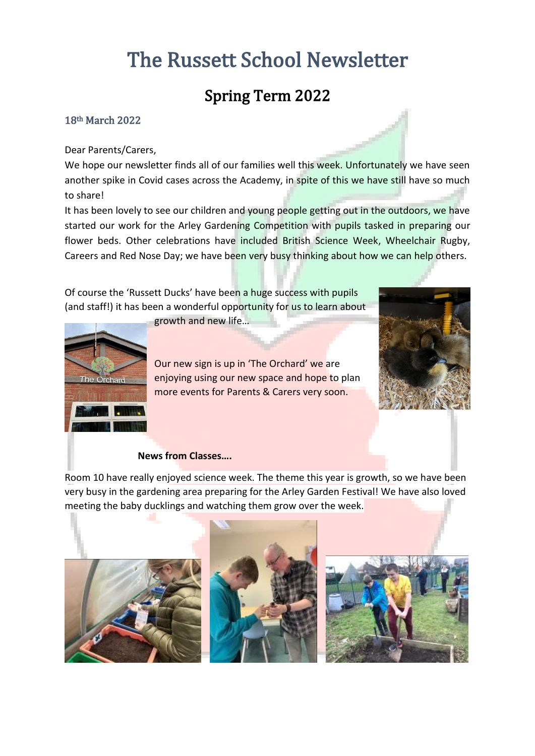# The Russett School Newsletter

## Spring Term 2022

18th March 2022

Dear Parents/Carers,

We hope our newsletter finds all of our families well this week. Unfortunately we have seen another spike in Covid cases across the Academy, in spite of this we have still have so much to share!

It has been lovely to see our children and young people getting out in the outdoors, we have started our work for the Arley Gardening Competition with pupils tasked in preparing our flower beds. Other celebrations have included British Science Week, Wheelchair Rugby, Careers and Red Nose Day; we have been very busy thinking about how we can help others.

Of course the 'Russett Ducks' have been a huge success with pupils (and staff!) it has been a wonderful opportunity for us to learn about growth and new life…

Our new sign is up in 'The Orchard' we are enjoying using our new space and hope to plan more events for Parents & Carers very soon.

**News from Classes….**

Room 10 have really enjoyed science week. The theme this year is growth, so we have been very busy in the gardening area preparing for the Arley Garden Festival! We have also loved meeting the baby ducklings and watching them grow over the week.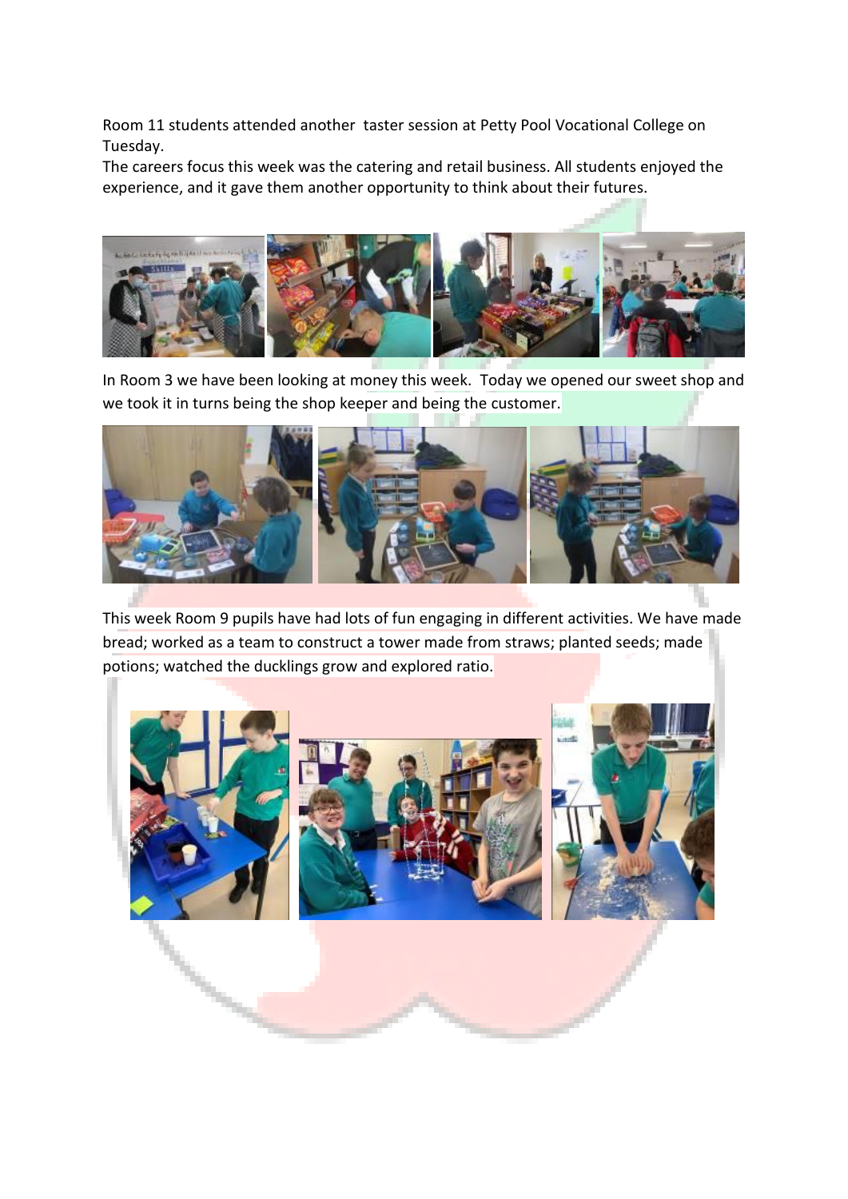Room 11 students attended another taster session at Petty Pool Vocational College on Tuesday.
The careers focus this week was the catering and retail business. All students enjoyed the experience, and it gave them another opportunity to think about their futures.

In Room 3 we have been looking at money this week. Today we opened our sweet shop and we took it in turns being the shop keeper and being the customer.

This week Room 9 pupils have had lots of fun engaging in different activities. We have made bread; worked as a team to construct a tower made from straws; planted seeds; made potions; watched the ducklings grow and explored ratio.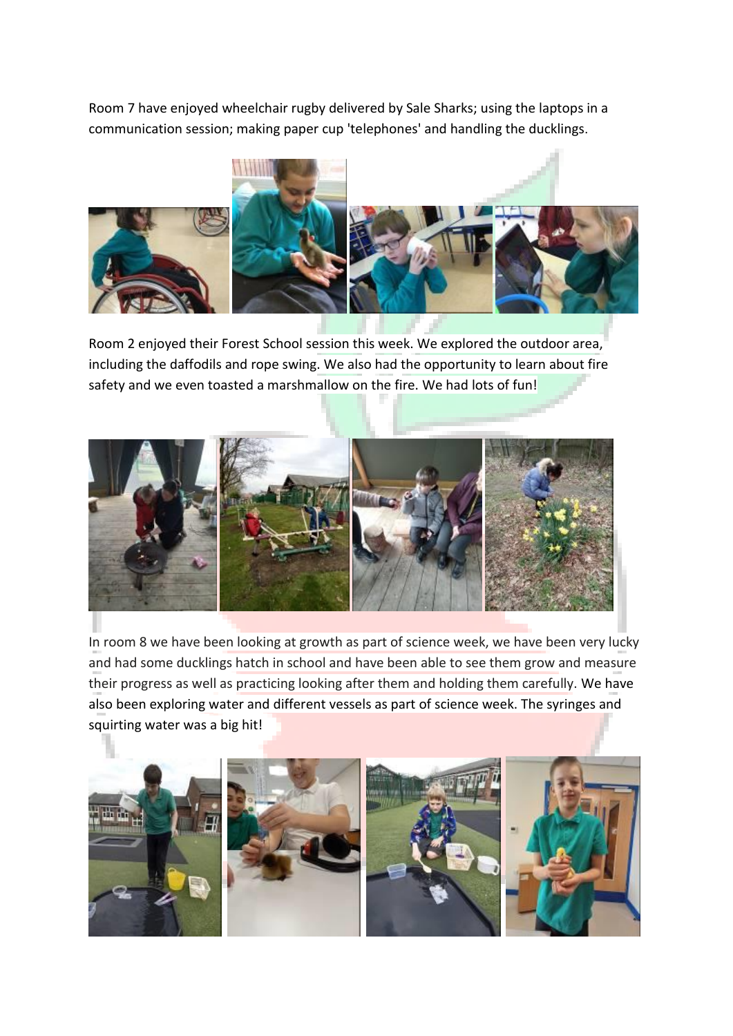Room 7 have enjoyed wheelchair rugby delivered by Sale Sharks; using the laptops in a communication session; making paper cup 'telephones' and handling the ducklings.

Room 2 enjoyed their Forest School session this week. We explored the outdoor area, including the daffodils and rope swing. We also had the opportunity to learn about fire safety and we even toasted a marshmallow on the fire. We had lots of fun!

In room 8 we have been looking at growth as part of science week, we have been very lucky and had some ducklings hatch in school and have been able to see them grow and measure their progress as well as practicing looking after them and holding them carefully. We have also been exploring water and different vessels as part of science week. The syringes and squirting water was a big hit!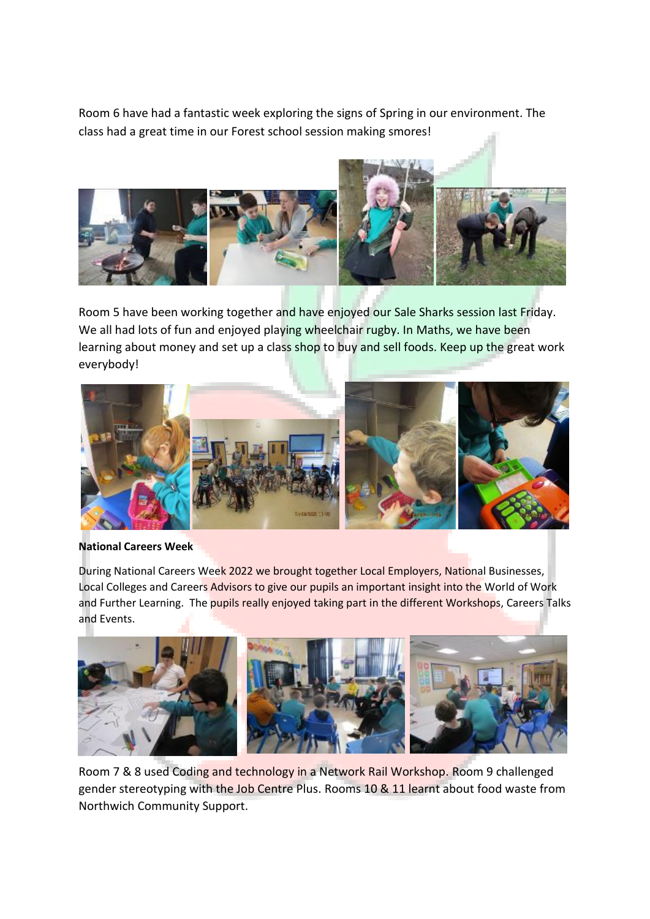Room 6 have had a fantastic week exploring the signs of Spring in our environment. The class had a great time in our Forest school session making smores!

Room 5 have been working together and have enjoyed our Sale Sharks session last Friday. We all had lots of fun and enjoyed playing wheelchair rugby. In Maths, we have been learning about money and set up a class shop to buy and sell foods. Keep up the great work everybody!

**National Careers Week**

During National Careers Week 2022 we brought together Local Employers, National Businesses, Local Colleges and Careers Advisors to give our pupils an important insight into the World of Work and Further Learning. The pupils really enjoyed taking part in the different Workshops, Careers Talks and Events.

Room 7 & 8 used Coding and technology in a Network Rail Workshop. Room 9 challenged gender stereotyping with the Job Centre Plus. Rooms 10 & 11 learnt about food waste from Northwich Community Support.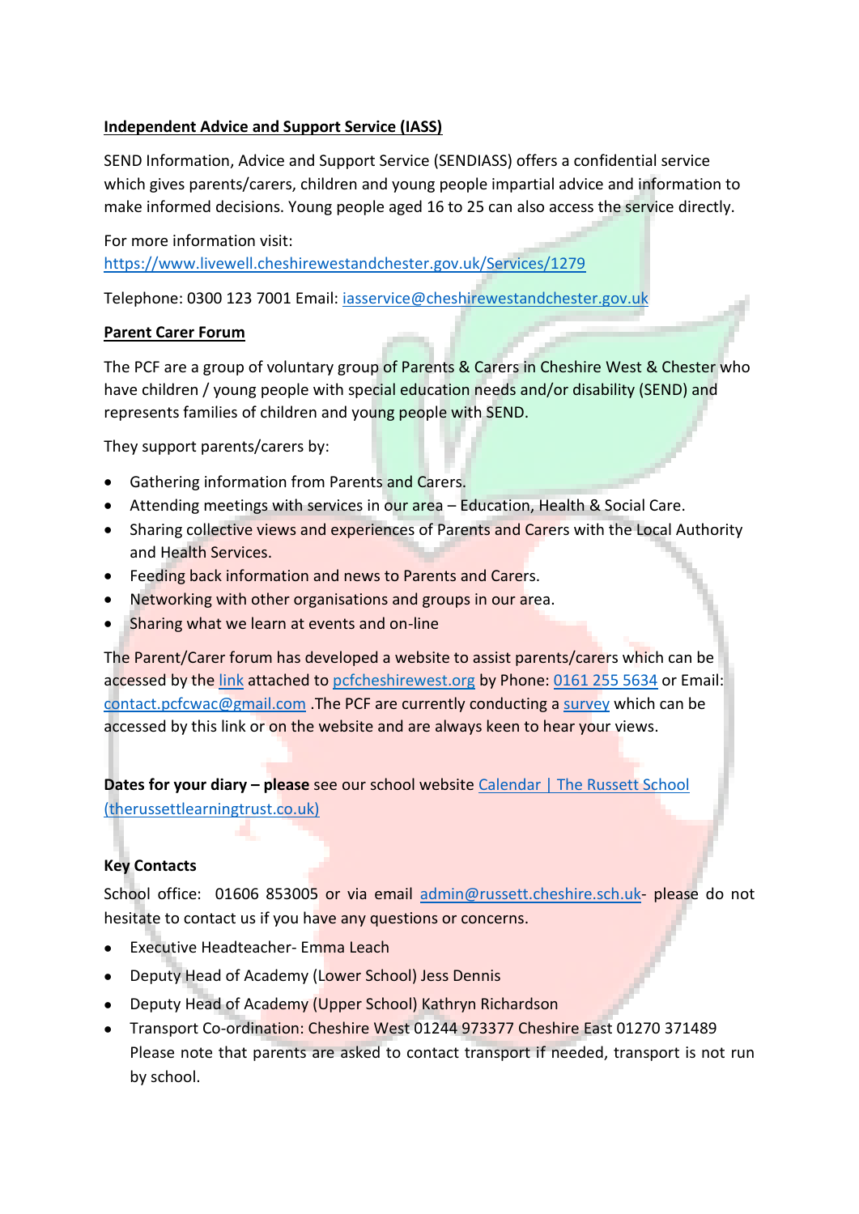**Independent Advice and Support Service (IASS)**

SEND Information, Advice and Support Service (SENDIASS) offers a confidential service which gives parents/carers, children and young people impartial advice and information to make informed decisions. Young people aged 16 to 25 can also access the service directly.

For more information visit:
https://www.livewell.cheshirewestandchester.gov.uk/Services/1279

Telephone: 0300 123 7001 Email: iasservice@cheshirewestandchester.gov.uk

**Parent Carer Forum**

The PCF are a group of voluntary group of Parents & Carers in Cheshire West & Chester who have children / young people with special education needs and/or disability (SEND) and represents families of children and young people with SEND.

They support parents/carers by:

- Gathering information from Parents and Carers.
- Attending meetings with services in our area – Education, Health & Social Care.
- Sharing collective views and experiences of Parents and Carers with the Local Authority and Health Services.
- Feeding back information and news to Parents and Carers.
- Networking with other organisations and groups in our area.
- Sharing what we learn at events and on-line

The Parent/Carer forum has developed a website to assist parents/carers which can be accessed by the link attached to pcfcheshirewest.org by Phone: 0161 255 5634 or Email: contact.pcfcwac@gmail.com .The PCF are currently conducting a survey which can be accessed by this link or on the website and are always keen to hear your views.

**Dates for your diary – please** see our school website Calendar | The Russett School (therussettlearningtrust.co.uk)

**Key Contacts**

School office: 01606 853005 or via email admin@russett.cheshire.sch.uk- please do not hesitate to contact us if you have any questions or concerns.

- Executive Headteacher- Emma Leach
- Deputy Head of Academy (Lower School) Jess Dennis
- Deputy Head of Academy (Upper School) Kathryn Richardson
- Transport Co-ordination: Cheshire West 01244 973377 Cheshire East 01270 371489 Please note that parents are asked to contact transport if needed, transport is not run by school.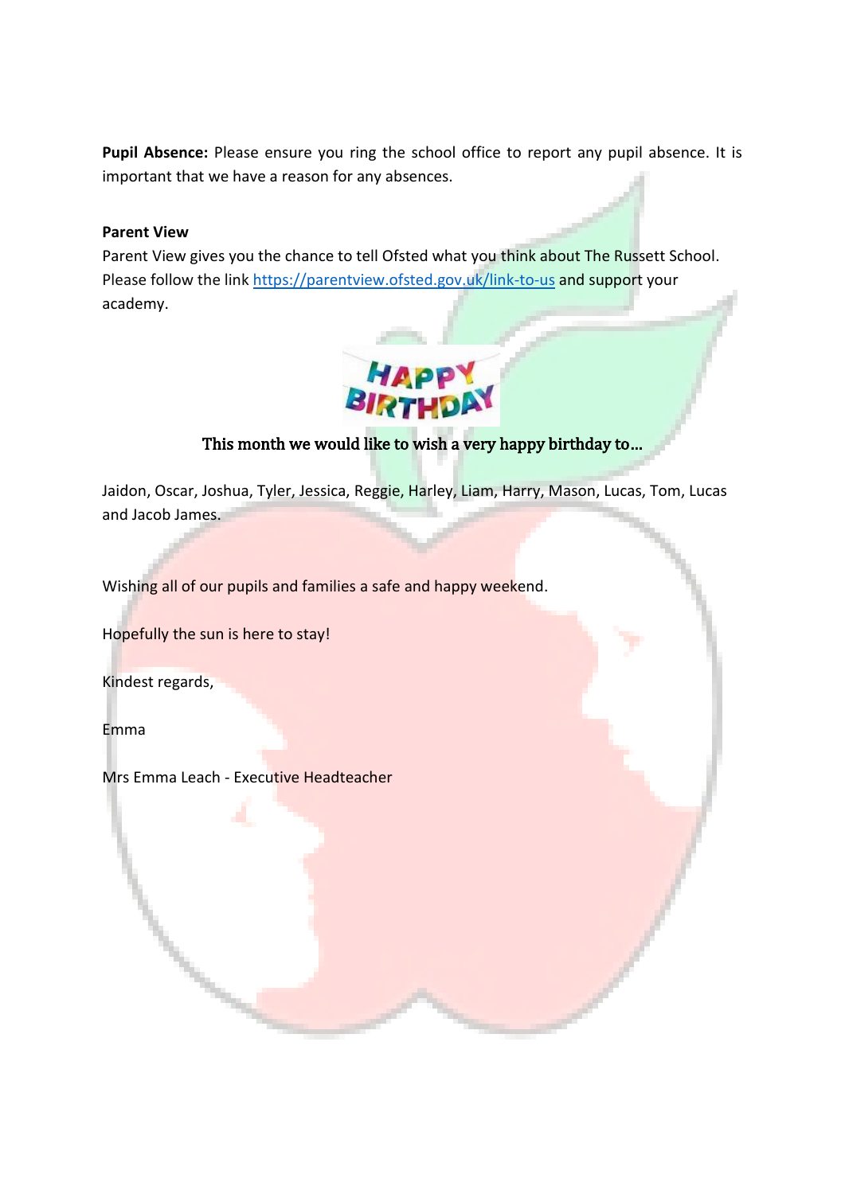**Pupil Absence:** Please ensure you ring the school office to report any pupil absence. It is important that we have a reason for any absences.

**Parent View**

Parent View gives you the chance to tell Ofsted what you think about The Russett School. Please follow the link https://parentview.ofsted.gov.uk/link-to-us and support your academy.

HAPPY BIRTHDAY

This month we would like to wish a very happy birthday to…

Jaidon, Oscar, Joshua, Tyler, Jessica, Reggie, Harley, Liam, Harry, Mason, Lucas, Tom, Lucas and Jacob James.

Wishing all of our pupils and families a safe and happy weekend.

Hopefully the sun is here to stay!

Kindest regards,

Emma

Mrs Emma Leach - Executive Headteacher